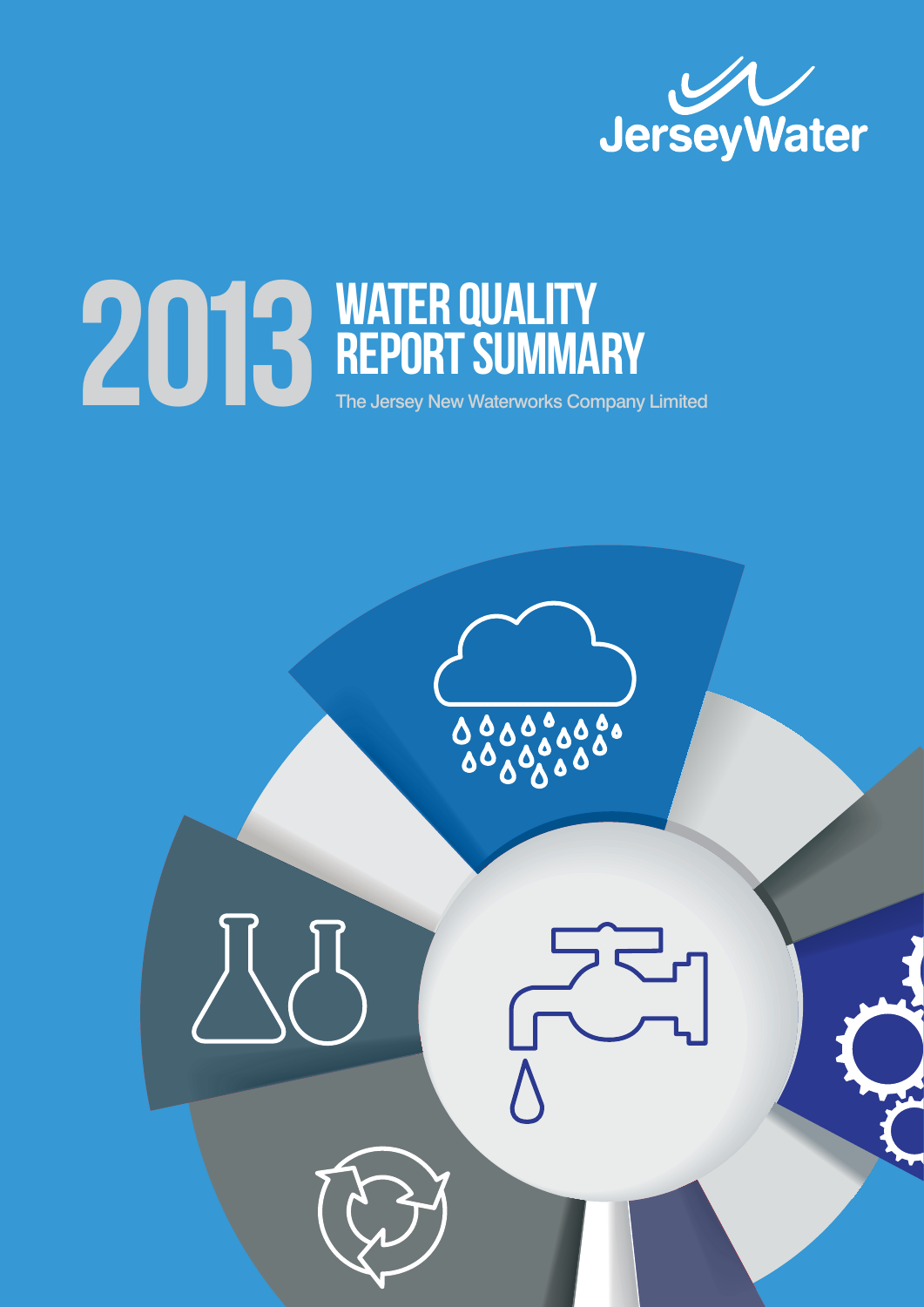JerseyWater

# 2013 WATER QUALITY REPORT SUMMARY

The Jersey New Waterworks Company Limited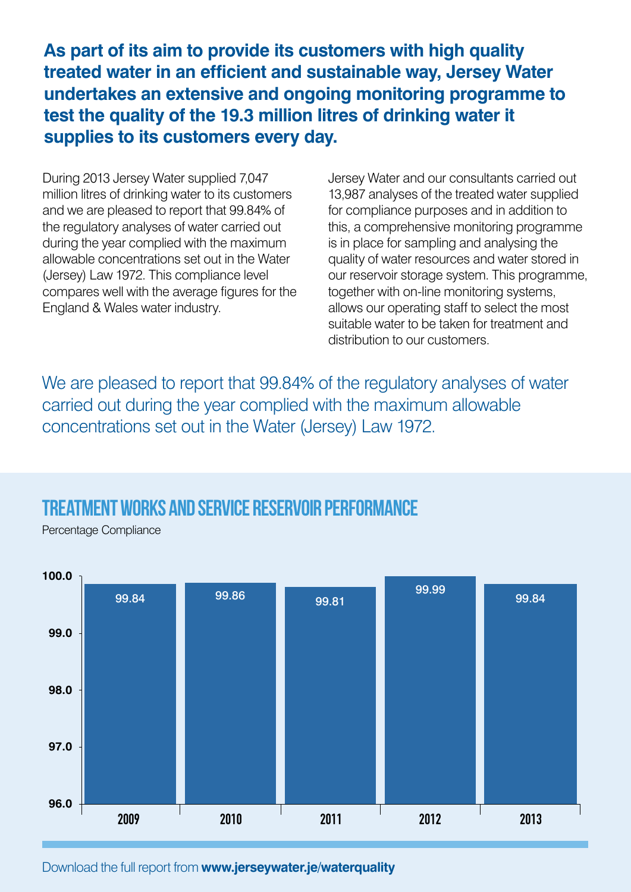**As part of its aim to provide its customers with high quality treated water in an efficient and sustainable way, Jersey Water undertakes an extensive and ongoing monitoring programme to test the quality of the 19.3 million litres of drinking water it supplies to its customers every day.**

During 2013 Jersey Water supplied 7,047 million litres of drinking water to its customers and we are pleased to report that 99.84% of the regulatory analyses of water carried out during the year complied with the maximum allowable concentrations set out in the Water (Jersey) Law 1972. This compliance level compares well with the average figures for the England & Wales water industry.

Jersey Water and our consultants carried out 13,987 analyses of the treated water supplied for compliance purposes and in addition to this, a comprehensive monitoring programme is in place for sampling and analysing the quality of water resources and water stored in our reservoir storage system. This programme, together with on-line monitoring systems, allows our operating staff to select the most suitable water to be taken for treatment and distribution to our customers.

We are pleased to report that 99.84% of the regulatory analyses of water carried out during the year complied with the maximum allowable concentrations set out in the Water (Jersey) Law 1972.

## TREATMENT WORKS AND SERVICE RESERVOIR PERFORMANCE

Percentage Compliance

| Year | Percentage Compliance |
|---|---|
| 2009 | 99.84 |
| 2010 | 99.86 |
| 2011 | 99.81 |
| 2012 | 99.99 |
| 2013 | 99.84 |

Download the full report from **www.jerseywater.je/waterquality**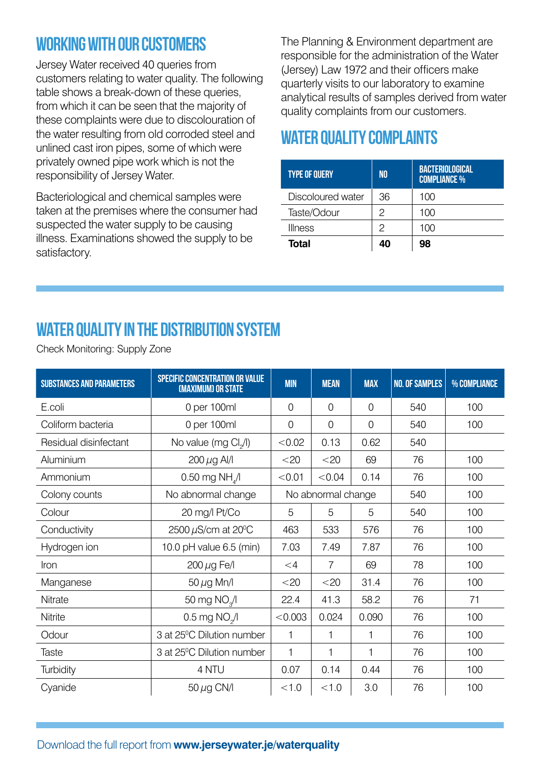## WORKING WITH OUR CUSTOMERS

Jersey Water received 40 queries from customers relating to water quality. The following table shows a break-down of these queries, from which it can be seen that the majority of these complaints were due to discolouration of the water resulting from old corroded steel and unlined cast iron pipes, some of which were privately owned pipe work which is not the responsibility of Jersey Water.

Bacteriological and chemical samples were taken at the premises where the consumer had suspected the water supply to be causing illness. Examinations showed the supply to be satisfactory.

The Planning & Environment department are responsible for the administration of the Water (Jersey) Law 1972 and their officers make quarterly visits to our laboratory to examine analytical results of samples derived from water quality complaints from our customers.

## WATER QUALITY COMPLAINTS

| TYPE OF QUERY | NO | BACTERIOLOGICAL COMPLIANCE % |
|---|---|---|
| Discoloured water | 36 | 100 |
| Taste/Odour | 2 | 100 |
| Illness | 2 | 100 |
| **Total** | **40** | **98** |

## WATER QUALITY IN THE DISTRIBUTION SYSTEM

Check Monitoring: Supply Zone

| SUBSTANCES AND PARAMETERS | SPECIFIC CONCENTRATION OR VALUE (MAXIMUM) OR STATE | MIN | MEAN | MAX | NO. OF SAMPLES | % COMPLIANCE |
|---|---|---|---|---|---|---|
| E.coli | 0 per 100ml | 0 | 0 | 0 | 540 | 100 |
| Coliform bacteria | 0 per 100ml | 0 | 0 | 0 | 540 | 100 |
| Residual disinfectant | No value (mg $Cl_2$/l) | <0.02 | 0.13 | 0.62 | 540 | |
| Aluminium | 200 $\mu$g Al/l | <20 | <20 | 69 | 76 | 100 |
| Ammonium | 0.50 mg $NH_4$/l | <0.01 | <0.04 | 0.14 | 76 | 100 |
| Colony counts | No abnormal change | No abnormal change | | | 540 | 100 |
| Colour | 20 mg/l Pt/Co | 5 | 5 | 5 | 540 | 100 |
| Conductivity | 2500 $\mu$S/cm at 20°C | 463 | 533 | 576 | 76 | 100 |
| Hydrogen ion | 10.0 pH value 6.5 (min) | 7.03 | 7.49 | 7.87 | 76 | 100 |
| Iron | 200 $\mu$g Fe/l | <4 | 7 | 69 | 78 | 100 |
| Manganese | 50 $\mu$g Mn/l | <20 | <20 | 31.4 | 76 | 100 |
| Nitrate | 50 mg $NO_3$/l | 22.4 | 41.3 | 58.2 | 76 | 71 |
| Nitrite | 0.5 mg $NO_2$/l | <0.003 | 0.024 | 0.090 | 76 | 100 |
| Odour | 3 at 25°C Dilution number | 1 | 1 | 1 | 76 | 100 |
| Taste | 3 at 25°C Dilution number | 1 | 1 | 1 | 76 | 100 |
| Turbidity | 4 NTU | 0.07 | 0.14 | 0.44 | 76 | 100 |
| Cyanide | 50 $\mu$g CN/l | <1.0 | <1.0 | 3.0 | 76 | 100 |

Download the full report from **www.jerseywater.je/waterquality**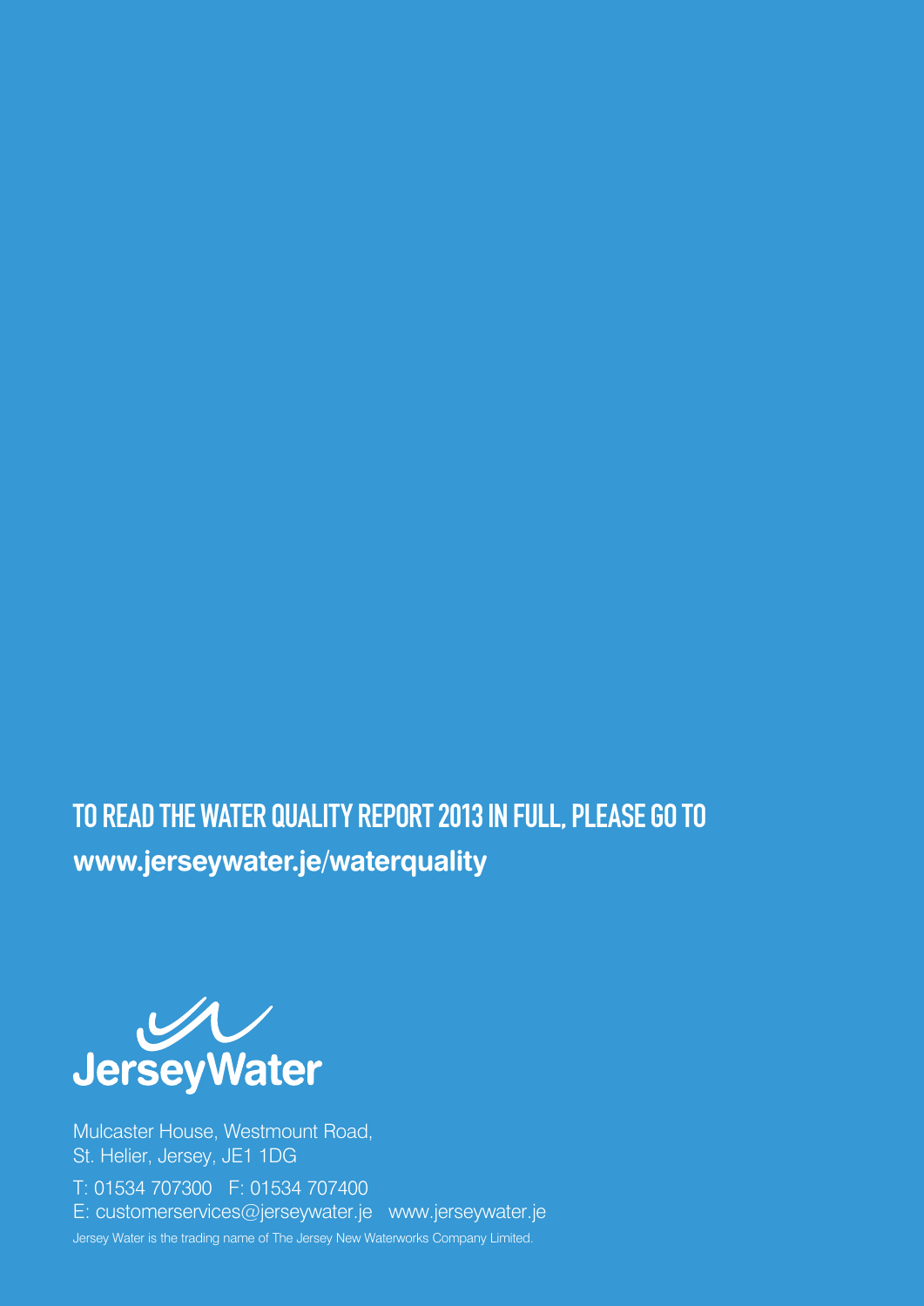## TO READ THE WATER QUALITY REPORT 2013 IN FULL, PLEASE GO TO

**www.jerseywater.je/waterquality**

JerseyWater

Mulcaster House, Westmount Road,
St. Helier, Jersey, JE1 1DG

T: 01534 707300 F: 01534 707400
E: customerservices@jerseywater.je www.jerseywater.je

Jersey Water is the trading name of The Jersey New Waterworks Company Limited.